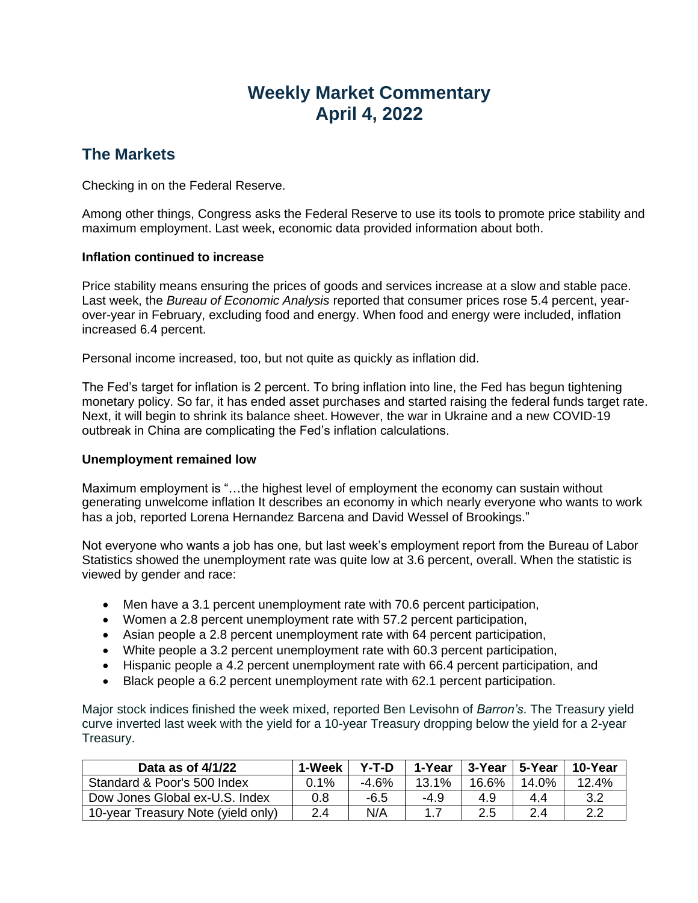# Weekly Market Commentary
# April 4, 2022

## The Markets

Checking in on the Federal Reserve.

Among other things, Congress asks the Federal Reserve to use its tools to promote price stability and maximum employment. Last week, economic data provided information about both.

**Inflation continued to increase**

Price stability means ensuring the prices of goods and services increase at a slow and stable pace. Last week, the *Bureau of Economic Analysis* reported that consumer prices rose 5.4 percent, year-over-year in February, excluding food and energy. When food and energy were included, inflation increased 6.4 percent.

Personal income increased, too, but not quite as quickly as inflation did.

The Fed's target for inflation is 2 percent. To bring inflation into line, the Fed has begun tightening monetary policy. So far, it has ended asset purchases and started raising the federal funds target rate. Next, it will begin to shrink its balance sheet. However, the war in Ukraine and a new COVID-19 outbreak in China are complicating the Fed's inflation calculations.

**Unemployment remained low**

Maximum employment is "…the highest level of employment the economy can sustain without generating unwelcome inflation It describes an economy in which nearly everyone who wants to work has a job, reported Lorena Hernandez Barcena and David Wessel of Brookings."

Not everyone who wants a job has one, but last week's employment report from the Bureau of Labor Statistics showed the unemployment rate was quite low at 3.6 percent, overall. When the statistic is viewed by gender and race:

- Men have a 3.1 percent unemployment rate with 70.6 percent participation,
- Women a 2.8 percent unemployment rate with 57.2 percent participation,
- Asian people a 2.8 percent unemployment rate with 64 percent participation,
- White people a 3.2 percent unemployment rate with 60.3 percent participation,
- Hispanic people a 4.2 percent unemployment rate with 66.4 percent participation, and
- Black people a 6.2 percent unemployment rate with 62.1 percent participation.

Major stock indices finished the week mixed, reported Ben Levisohn of *Barron's*. The Treasury yield curve inverted last week with the yield for a 10-year Treasury dropping below the yield for a 2-year Treasury.

| Data as of 4/1/22 | 1-Week | Y-T-D | 1-Year | 3-Year | 5-Year | 10-Year |
|---|---|---|---|---|---|---|
| Standard & Poor's 500 Index | 0.1% | -4.6% | 13.1% | 16.6% | 14.0% | 12.4% |
| Dow Jones Global ex-U.S. Index | 0.8 | -6.5 | -4.9 | 4.9 | 4.4 | 3.2 |
| 10-year Treasury Note (yield only) | 2.4 | N/A | 1.7 | 2.5 | 2.4 | 2.2 |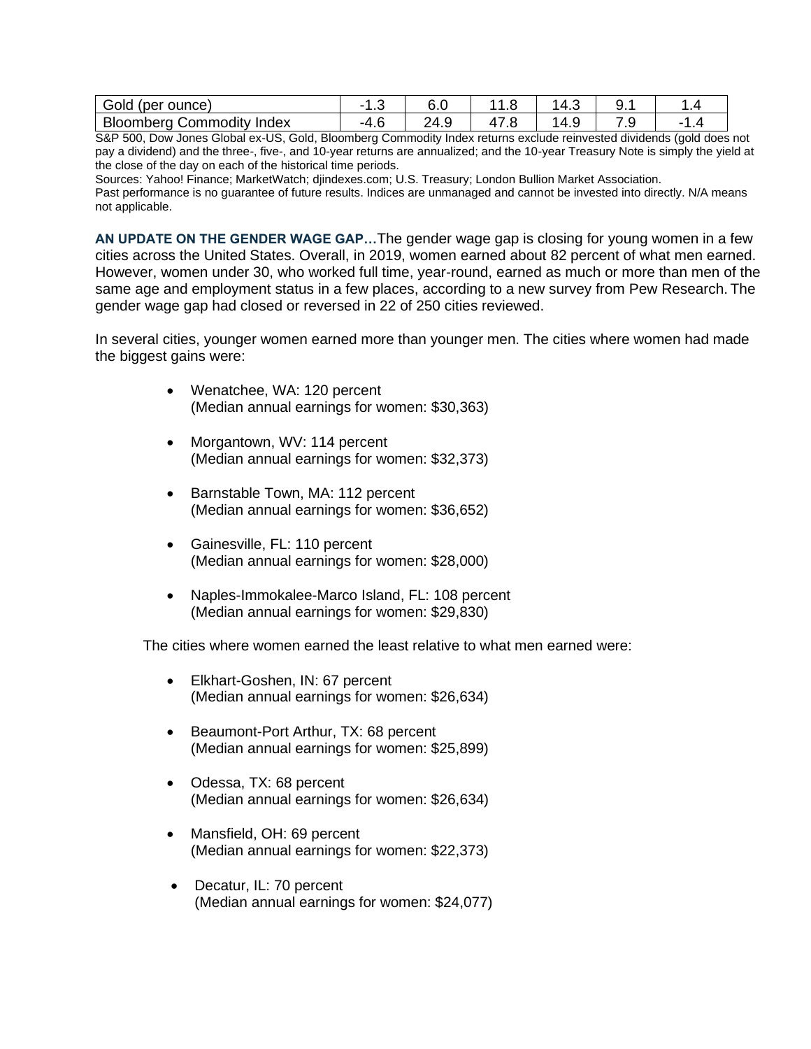| Gold (per ounce) | -1.3 | 6.0 | 11.8 | 14.3 | 9.1 | 1.4 |
|---|---|---|---|---|---|---|
| Bloomberg Commodity Index | -4.6 | 24.9 | 47.8 | 14.9 | 7.9 | -1.4 |

S&P 500, Dow Jones Global ex-US, Gold, Bloomberg Commodity Index returns exclude reinvested dividends (gold does not pay a dividend) and the three-, five-, and 10-year returns are annualized; and the 10-year Treasury Note is simply the yield at the close of the day on each of the historical time periods.

Sources: Yahoo! Finance; MarketWatch; djindexes.com; U.S. Treasury; London Bullion Market Association.

Past performance is no guarantee of future results. Indices are unmanaged and cannot be invested into directly. N/A means not applicable.

**AN UPDATE ON THE GENDER WAGE GAP…**The gender wage gap is closing for young women in a few cities across the United States. Overall, in 2019, women earned about 82 percent of what men earned. However, women under 30, who worked full time, year-round, earned as much or more than men of the same age and employment status in a few places, according to a new survey from Pew Research. The gender wage gap had closed or reversed in 22 of 250 cities reviewed.

In several cities, younger women earned more than younger men. The cities where women had made the biggest gains were:

- Wenatchee, WA: 120 percent
  (Median annual earnings for women: $30,363)
- Morgantown, WV: 114 percent
  (Median annual earnings for women: $32,373)
- Barnstable Town, MA: 112 percent
  (Median annual earnings for women: $36,652)
- Gainesville, FL: 110 percent
  (Median annual earnings for women: $28,000)
- Naples-Immokalee-Marco Island, FL: 108 percent
  (Median annual earnings for women: $29,830)

The cities where women earned the least relative to what men earned were:

- Elkhart-Goshen, IN: 67 percent
  (Median annual earnings for women: $26,634)
- Beaumont-Port Arthur, TX: 68 percent
  (Median annual earnings for women: $25,899)
- Odessa, TX: 68 percent
  (Median annual earnings for women: $26,634)
- Mansfield, OH: 69 percent
  (Median annual earnings for women: $22,373)
- Decatur, IL: 70 percent
  (Median annual earnings for women: $24,077)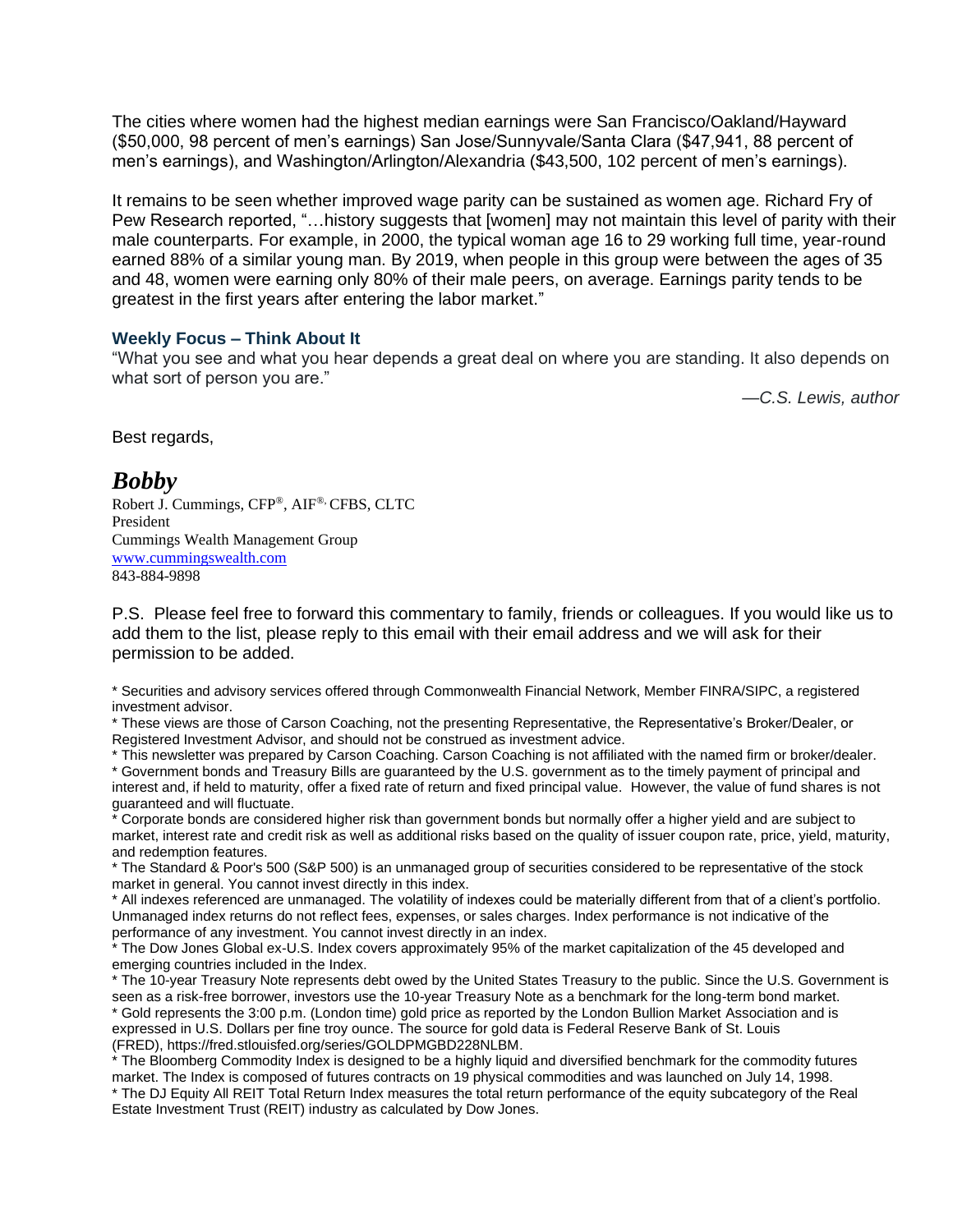The cities where women had the highest median earnings were San Francisco/Oakland/Hayward ($50,000, 98 percent of men's earnings) San Jose/Sunnyvale/Santa Clara ($47,941, 88 percent of men's earnings), and Washington/Arlington/Alexandria ($43,500, 102 percent of men's earnings).

It remains to be seen whether improved wage parity can be sustained as women age. Richard Fry of Pew Research reported, "…history suggests that [women] may not maintain this level of parity with their male counterparts. For example, in 2000, the typical woman age 16 to 29 working full time, year-round earned 88% of a similar young man. By 2019, when people in this group were between the ages of 35 and 48, women were earning only 80% of their male peers, on average. Earnings parity tends to be greatest in the first years after entering the labor market."

**Weekly Focus – Think About It**

"What you see and what you hear depends a great deal on where you are standing. It also depends on what sort of person you are."

*—C.S. Lewis, author*

Best regards,

***Bobby***

Robert J. Cummings, CFP®, AIF®, CFBS, CLTC
President
Cummings Wealth Management Group
www.cummingswealth.com
843-884-9898

P.S. Please feel free to forward this commentary to family, friends or colleagues. If you would like us to add them to the list, please reply to this email with their email address and we will ask for their permission to be added.

* Securities and advisory services offered through Commonwealth Financial Network, Member FINRA/SIPC, a registered investment advisor.
* These views are those of Carson Coaching, not the presenting Representative, the Representative's Broker/Dealer, or Registered Investment Advisor, and should not be construed as investment advice.
* This newsletter was prepared by Carson Coaching. Carson Coaching is not affiliated with the named firm or broker/dealer.
* Government bonds and Treasury Bills are guaranteed by the U.S. government as to the timely payment of principal and interest and, if held to maturity, offer a fixed rate of return and fixed principal value. However, the value of fund shares is not guaranteed and will fluctuate.
* Corporate bonds are considered higher risk than government bonds but normally offer a higher yield and are subject to market, interest rate and credit risk as well as additional risks based on the quality of issuer coupon rate, price, yield, maturity, and redemption features.
* The Standard & Poor's 500 (S&P 500) is an unmanaged group of securities considered to be representative of the stock market in general. You cannot invest directly in this index.
* All indexes referenced are unmanaged. The volatility of indexes could be materially different from that of a client's portfolio. Unmanaged index returns do not reflect fees, expenses, or sales charges. Index performance is not indicative of the performance of any investment. You cannot invest directly in an index.
* The Dow Jones Global ex-U.S. Index covers approximately 95% of the market capitalization of the 45 developed and emerging countries included in the Index.
* The 10-year Treasury Note represents debt owed by the United States Treasury to the public. Since the U.S. Government is seen as a risk-free borrower, investors use the 10-year Treasury Note as a benchmark for the long-term bond market.
* Gold represents the 3:00 p.m. (London time) gold price as reported by the London Bullion Market Association and is expressed in U.S. Dollars per fine troy ounce. The source for gold data is Federal Reserve Bank of St. Louis (FRED), https://fred.stlouisfed.org/series/GOLDPMGBD228NLBM.
* The Bloomberg Commodity Index is designed to be a highly liquid and diversified benchmark for the commodity futures market. The Index is composed of futures contracts on 19 physical commodities and was launched on July 14, 1998.
* The DJ Equity All REIT Total Return Index measures the total return performance of the equity subcategory of the Real Estate Investment Trust (REIT) industry as calculated by Dow Jones.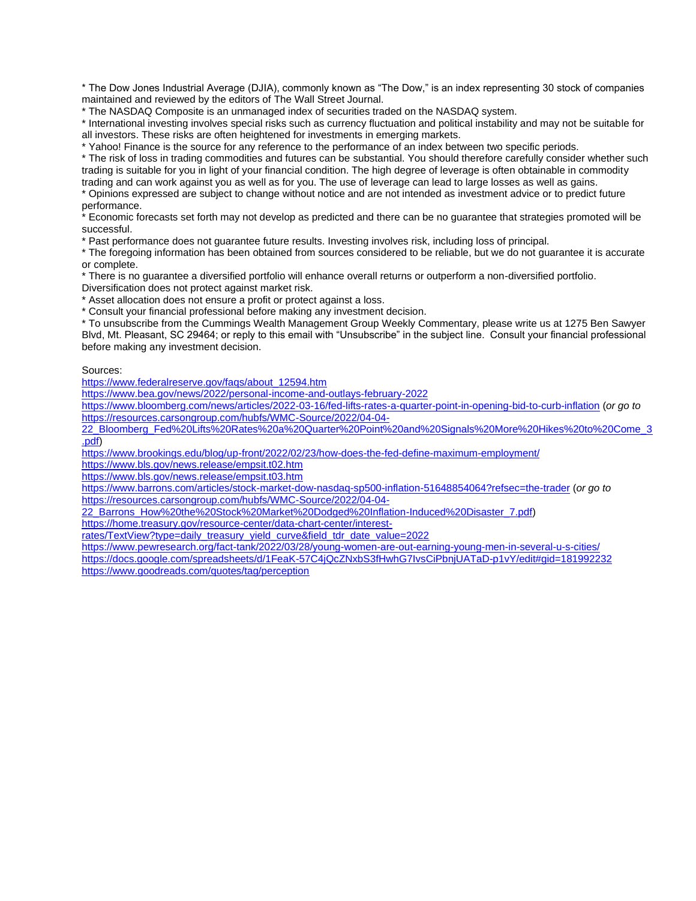* The Dow Jones Industrial Average (DJIA), commonly known as "The Dow," is an index representing 30 stock of companies maintained and reviewed by the editors of The Wall Street Journal.
* The NASDAQ Composite is an unmanaged index of securities traded on the NASDAQ system.
* International investing involves special risks such as currency fluctuation and political instability and may not be suitable for all investors. These risks are often heightened for investments in emerging markets.
* Yahoo! Finance is the source for any reference to the performance of an index between two specific periods.
* The risk of loss in trading commodities and futures can be substantial. You should therefore carefully consider whether such trading is suitable for you in light of your financial condition. The high degree of leverage is often obtainable in commodity trading and can work against you as well as for you. The use of leverage can lead to large losses as well as gains.
* Opinions expressed are subject to change without notice and are not intended as investment advice or to predict future performance.
* Economic forecasts set forth may not develop as predicted and there can be no guarantee that strategies promoted will be successful.
* Past performance does not guarantee future results. Investing involves risk, including loss of principal.
* The foregoing information has been obtained from sources considered to be reliable, but we do not guarantee it is accurate or complete.
* There is no guarantee a diversified portfolio will enhance overall returns or outperform a non-diversified portfolio. Diversification does not protect against market risk.
* Asset allocation does not ensure a profit or protect against a loss.
* Consult your financial professional before making any investment decision.
* To unsubscribe from the Cummings Wealth Management Group Weekly Commentary, please write us at 1275 Ben Sawyer Blvd, Mt. Pleasant, SC 29464; or reply to this email with "Unsubscribe" in the subject line. Consult your financial professional before making any investment decision.

Sources:
https://www.federalreserve.gov/faqs/about_12594.htm
https://www.bea.gov/news/2022/personal-income-and-outlays-february-2022
https://www.bloomberg.com/news/articles/2022-03-16/fed-lifts-rates-a-quarter-point-in-opening-bid-to-curb-inflation (*or go to* https://resources.carsongroup.com/hubfs/WMC-Source/2022/04-04-22_Bloomberg_Fed%20Lifts%20Rates%20a%20Quarter%20Point%20and%20Signals%20More%20Hikes%20to%20Come_3.pdf)
https://www.brookings.edu/blog/up-front/2022/02/23/how-does-the-fed-define-maximum-employment/
https://www.bls.gov/news.release/empsit.t02.htm
https://www.bls.gov/news.release/empsit.t03.htm
https://www.barrons.com/articles/stock-market-dow-nasdaq-sp500-inflation-51648854064?refsec=the-trader (*or go to* https://resources.carsongroup.com/hubfs/WMC-Source/2022/04-04-22_Barrons_How%20the%20Stock%20Market%20Dodged%20Inflation-Induced%20Disaster_7.pdf)
https://home.treasury.gov/resource-center/data-chart-center/interest-rates/TextView?type=daily_treasury_yield_curve&field_tdr_date_value=2022
https://www.pewresearch.org/fact-tank/2022/03/28/young-women-are-out-earning-young-men-in-several-u-s-cities/
https://docs.google.com/spreadsheets/d/1FeaK-57C4jQcZNxbS3fHwhG7IvsCiPbnjUATaD-p1vY/edit#gid=181992232
https://www.goodreads.com/quotes/tag/perception